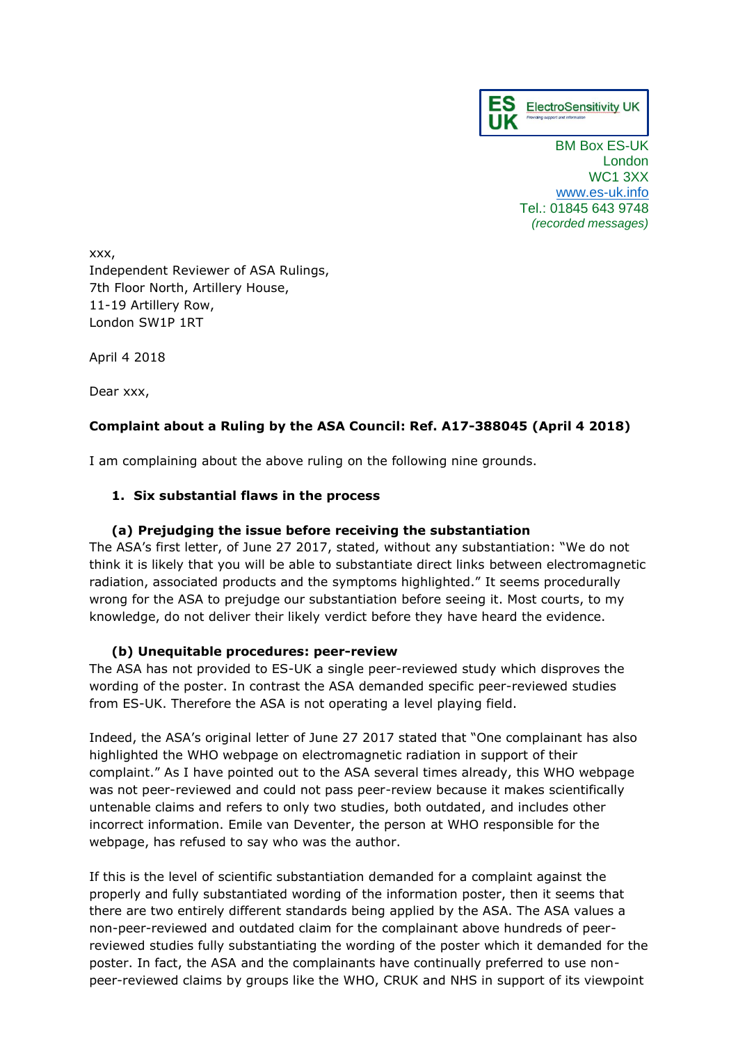ES UK ElectroSensitivity UK

BM Box ES-UK
London
WC1 3XX
www.es-uk.info
Tel.: 01845 643 9748
*(recorded messages)*

xxx,
Independent Reviewer of ASA Rulings,
7th Floor North, Artillery House,
11-19 Artillery Row,
London SW1P 1RT

April 4 2018

Dear xxx,

**Complaint about a Ruling by the ASA Council: Ref. A17-388045 (April 4 2018)**

I am complaining about the above ruling on the following nine grounds.

1. **Six substantial flaws in the process**

**(a) Prejudging the issue before receiving the substantiation**

The ASA's first letter, of June 27 2017, stated, without any substantiation: "We do not think it is likely that you will be able to substantiate direct links between electromagnetic radiation, associated products and the symptoms highlighted." It seems procedurally wrong for the ASA to prejudge our substantiation before seeing it. Most courts, to my knowledge, do not deliver their likely verdict before they have heard the evidence.

**(b) Unequitable procedures: peer-review**

The ASA has not provided to ES-UK a single peer-reviewed study which disproves the wording of the poster. In contrast the ASA demanded specific peer-reviewed studies from ES-UK. Therefore the ASA is not operating a level playing field.

Indeed, the ASA's original letter of June 27 2017 stated that "One complainant has also highlighted the WHO webpage on electromagnetic radiation in support of their complaint." As I have pointed out to the ASA several times already, this WHO webpage was not peer-reviewed and could not pass peer-review because it makes scientifically untenable claims and refers to only two studies, both outdated, and includes other incorrect information. Emile van Deventer, the person at WHO responsible for the webpage, has refused to say who was the author.

If this is the level of scientific substantiation demanded for a complaint against the properly and fully substantiated wording of the information poster, then it seems that there are two entirely different standards being applied by the ASA. The ASA values a non-peer-reviewed and outdated claim for the complainant above hundreds of peer-reviewed studies fully substantiating the wording of the poster which it demanded for the poster. In fact, the ASA and the complainants have continually preferred to use non-peer-reviewed claims by groups like the WHO, CRUK and NHS in support of its viewpoint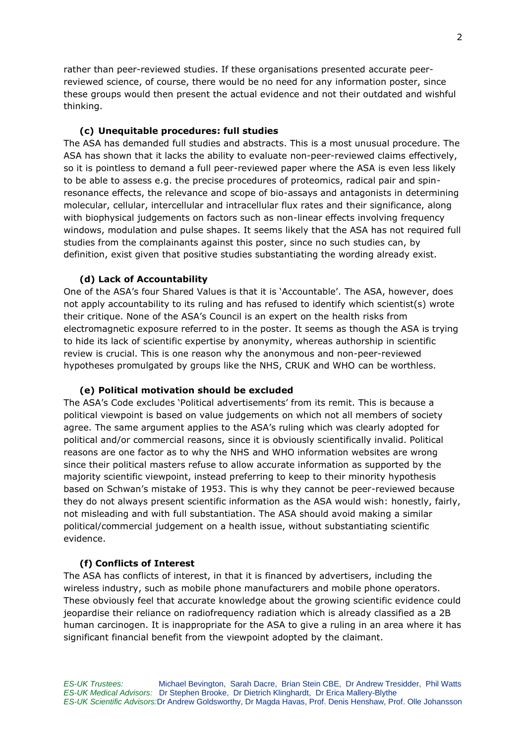rather than peer-reviewed studies. If these organisations presented accurate peer-reviewed science, of course, there would be no need for any information poster, since these groups would then present the actual evidence and not their outdated and wishful thinking.

### (c) Unequitable procedures: full studies

The ASA has demanded full studies and abstracts. This is a most unusual procedure. The ASA has shown that it lacks the ability to evaluate non-peer-reviewed claims effectively, so it is pointless to demand a full peer-reviewed paper where the ASA is even less likely to be able to assess e.g. the precise procedures of proteomics, radical pair and spin-resonance effects, the relevance and scope of bio-assays and antagonists in determining molecular, cellular, intercellular and intracellular flux rates and their significance, along with biophysical judgements on factors such as non-linear effects involving frequency windows, modulation and pulse shapes. It seems likely that the ASA has not required full studies from the complainants against this poster, since no such studies can, by definition, exist given that positive studies substantiating the wording already exist.

### (d) Lack of Accountability

One of the ASA's four Shared Values is that it is 'Accountable'. The ASA, however, does not apply accountability to its ruling and has refused to identify which scientist(s) wrote their critique. None of the ASA's Council is an expert on the health risks from electromagnetic exposure referred to in the poster. It seems as though the ASA is trying to hide its lack of scientific expertise by anonymity, whereas authorship in scientific review is crucial. This is one reason why the anonymous and non-peer-reviewed hypotheses promulgated by groups like the NHS, CRUK and WHO can be worthless.

### (e) Political motivation should be excluded

The ASA's Code excludes 'Political advertisements' from its remit. This is because a political viewpoint is based on value judgements on which not all members of society agree. The same argument applies to the ASA's ruling which was clearly adopted for political and/or commercial reasons, since it is obviously scientifically invalid. Political reasons are one factor as to why the NHS and WHO information websites are wrong since their political masters refuse to allow accurate information as supported by the majority scientific viewpoint, instead preferring to keep to their minority hypothesis based on Schwan's mistake of 1953. This is why they cannot be peer-reviewed because they do not always present scientific information as the ASA would wish: honestly, fairly, not misleading and with full substantiation. The ASA should avoid making a similar political/commercial judgement on a health issue, without substantiating scientific evidence.

### (f) Conflicts of Interest

The ASA has conflicts of interest, in that it is financed by advertisers, including the wireless industry, such as mobile phone manufacturers and mobile phone operators. These obviously feel that accurate knowledge about the growing scientific evidence could jeopardise their reliance on radiofrequency radiation which is already classified as a 2B human carcinogen. It is inappropriate for the ASA to give a ruling in an area where it has significant financial benefit from the viewpoint adopted by the claimant.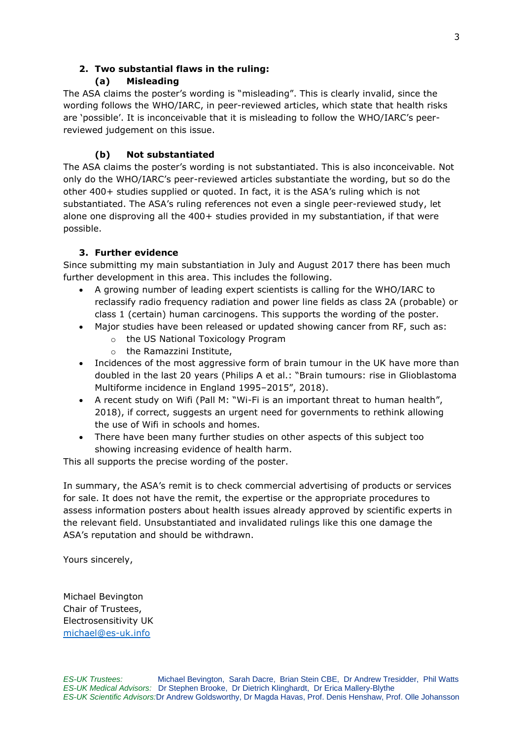2. **Two substantial flaws in the ruling:**

   **(a) Misleading**

The ASA claims the poster's wording is "misleading". This is clearly invalid, since the wording follows the WHO/IARC, in peer-reviewed articles, which state that health risks are 'possible'. It is inconceivable that it is misleading to follow the WHO/IARC's peer-reviewed judgement on this issue.

   **(b) Not substantiated**

The ASA claims the poster's wording is not substantiated. This is also inconceivable. Not only do the WHO/IARC's peer-reviewed articles substantiate the wording, but so do the other 400+ studies supplied or quoted. In fact, it is the ASA's ruling which is not substantiated. The ASA's ruling references not even a single peer-reviewed study, let alone one disproving all the 400+ studies provided in my substantiation, if that were possible.

3. **Further evidence**

Since submitting my main substantiation in July and August 2017 there has been much further development in this area. This includes the following.

- A growing number of leading expert scientists is calling for the WHO/IARC to reclassify radio frequency radiation and power line fields as class 2A (probable) or class 1 (certain) human carcinogens. This supports the wording of the poster.
- Major studies have been released or updated showing cancer from RF, such as:
  - the US National Toxicology Program
  - the Ramazzini Institute,
- Incidences of the most aggressive form of brain tumour in the UK have more than doubled in the last 20 years (Philips A et al.: "Brain tumours: rise in Glioblastoma Multiforme incidence in England 1995–2015", 2018).
- A recent study on Wifi (Pall M: "Wi-Fi is an important threat to human health", 2018), if correct, suggests an urgent need for governments to rethink allowing the use of Wifi in schools and homes.
- There have been many further studies on other aspects of this subject too showing increasing evidence of health harm.

This all supports the precise wording of the poster.

In summary, the ASA's remit is to check commercial advertising of products or services for sale. It does not have the remit, the expertise or the appropriate procedures to assess information posters about health issues already approved by scientific experts in the relevant field. Unsubstantiated and invalidated rulings like this one damage the ASA's reputation and should be withdrawn.

Yours sincerely,

Michael Bevington
Chair of Trustees,
Electrosensitivity UK
michael@es-uk.info

*ES-UK Trustees:* Michael Bevington, Sarah Dacre, Brian Stein CBE, Dr Andrew Tresidder, Phil Watts
*ES-UK Medical Advisors:* Dr Stephen Brooke, Dr Dietrich Klinghardt, Dr Erica Mallery-Blythe
*ES-UK Scientific Advisors:* Dr Andrew Goldsworthy, Dr Magda Havas, Prof. Denis Henshaw, Prof. Olle Johansson